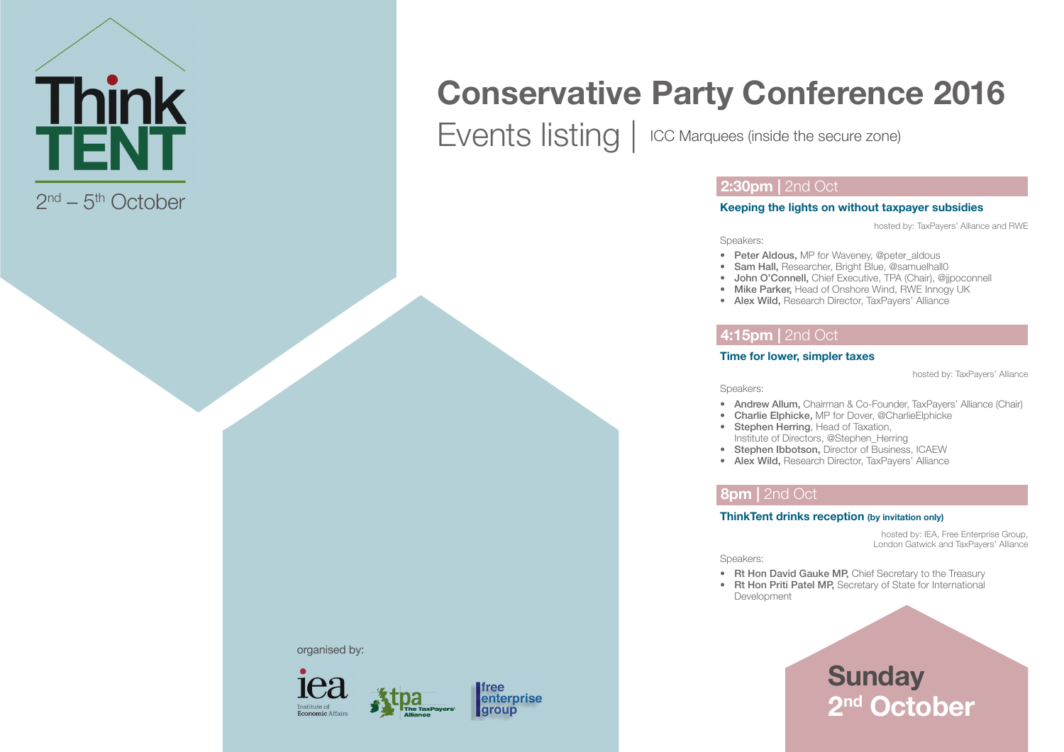Think TENT

2nd – 5th October

# Conservative Party Conference 2016

## Events listing | ICC Marquees (inside the secure zone)

### 2:30pm | 2nd Oct

**Keeping the lights on without taxpayer subsidies**

hosted by: TaxPayers' Alliance and RWE

Speakers:

- **Peter Aldous,** MP for Waveney, @peter_aldous
- **Sam Hall,** Researcher, Bright Blue, @samuelhall0
- **John O'Connell,** Chief Executive, TPA (Chair), @jjpoconnell
- **Mike Parker,** Head of Onshore Wind, RWE Innogy UK
- **Alex Wild,** Research Director, TaxPayers' Alliance

### 4:15pm | 2nd Oct

**Time for lower, simpler taxes**

hosted by: TaxPayers' Alliance

Speakers:

- **Andrew Allum,** Chairman & Co-Founder, TaxPayers' Alliance (Chair)
- **Charlie Elphicke,** MP for Dover, @CharlieElphicke
- **Stephen Herring**, Head of Taxation, Institute of Directors, @Stephen_Herring
- **Stephen Ibbotson,** Director of Business, ICAEW
- **Alex Wild,** Research Director, TaxPayers' Alliance

### 8pm | 2nd Oct

**ThinkTent drinks reception (by invitation only)**

hosted by: IEA, Free Enterprise Group, London Gatwick and TaxPayers' Alliance

Speakers:

- **Rt Hon David Gauke MP,** Chief Secretary to the Treasury
- **Rt Hon Priti Patel MP,** Secretary of State for International Development

**Sunday 2nd October**

organised by:

iea Institute of Economic Affairs · tpa The TaxPayers' Alliance · free enterprise group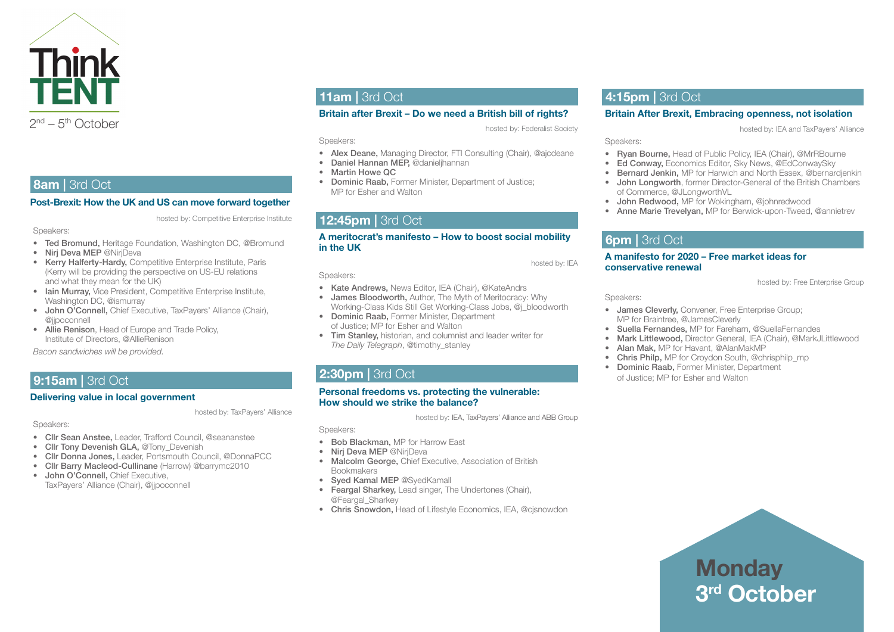# Think TENT

2nd – 5th October

## 8am | 3rd Oct

### Post-Brexit: How the UK and US can move forward together

hosted by: Competitive Enterprise Institute

Speakers:

- **Ted Bromund,** Heritage Foundation, Washington DC, @Bromund
- **Nirj Deva MEP** @NirjDeva
- **Kerry Halferty-Hardy,** Competitive Enterprise Institute, Paris (Kerry will be providing the perspective on US-EU relations and what they mean for the UK)
- **Iain Murray,** Vice President, Competitive Enterprise Institute, Washington DC, @ismurray
- **John O'Connell,** Chief Executive, TaxPayers' Alliance (Chair), @jjpoconnell
- **Allie Renison**, Head of Europe and Trade Policy, Institute of Directors, @AllieRenison

*Bacon sandwiches will be provided.*

## 9:15am | 3rd Oct

### Delivering value in local government

hosted by: TaxPayers' Alliance

Speakers:

- **Cllr Sean Anstee,** Leader, Trafford Council, @seananstee
- **Cllr Tony Devenish GLA,** @Tony_Devenish
- **Cllr Donna Jones,** Leader, Portsmouth Council, @DonnaPCC
- **Cllr Barry Macleod-Cullinane** (Harrow) @barrymc2010
- **John O'Connell,** Chief Executive, TaxPayers' Alliance (Chair), @jjpoconnell

## 11am | 3rd Oct

### Britain after Brexit – Do we need a British bill of rights?

hosted by: Federalist Society

Speakers:

- **Alex Deane,** Managing Director, FTI Consulting (Chair), @ajcdeane
- **Daniel Hannan MEP,** @danieljhannan
- **Martin Howe QC**
- **Dominic Raab,** Former Minister, Department of Justice; MP for Esher and Walton

## 12:45pm | 3rd Oct

### A meritocrat's manifesto – How to boost social mobility in the UK

hosted by: IEA

Speakers:

- **Kate Andrews,** News Editor, IEA (Chair), @KateAndrs
- **James Bloodworth,** Author, The Myth of Meritocracy: Why Working-Class Kids Still Get Working-Class Jobs, @j_bloodworth
- **Dominic Raab,** Former Minister, Department of Justice; MP for Esher and Walton
- **Tim Stanley,** historian, and columnist and leader writer for *The Daily Telegraph*, @timothy_stanley

## 2:30pm | 3rd Oct

### Personal freedoms vs. protecting the vulnerable: How should we strike the balance?

hosted by: IEA, TaxPayers' Alliance and ABB Group

Speakers:

- **Bob Blackman,** MP for Harrow East
- **Nirj Deva MEP** @NirjDeva
- **Malcolm George,** Chief Executive, Association of British Bookmakers
- **Syed Kamal MEP** @SyedKamall
- **Feargal Sharkey,** Lead singer, The Undertones (Chair), @Feargal_Sharkey
- **Chris Snowdon,** Head of Lifestyle Economics, IEA, @cjsnowdon

## 4:15pm | 3rd Oct

### Britain After Brexit, Embracing openness, not isolation

hosted by: IEA and TaxPayers' Alliance

Speakers:

- **Ryan Bourne,** Head of Public Policy, IEA (Chair), @MrRBourne
- **Ed Conway,** Economics Editor, Sky News, @EdConwaySky
- **Bernard Jenkin,** MP for Harwich and North Essex, @bernardjenkin
- **John Longworth**, former Director-General of the British Chambers of Commerce, @JLongworthVL
- **John Redwood,** MP for Wokingham, @johnredwood
- **Anne Marie Trevelyan,** MP for Berwick-upon-Tweed, @annietrev

## 6pm | 3rd Oct

### A manifesto for 2020 – Free market ideas for conservative renewal

hosted by: Free Enterprise Group

Speakers:

- **James Cleverly,** Convener, Free Enterprise Group; MP for Braintree, @JamesCleverly
- **Suella Fernandes,** MP for Fareham, @SuellaFernandes
- **Mark Littlewood,** Director General, IEA (Chair), @MarkJLittlewood
- **Alan Mak,** MP for Havant, @AlanMakMP
- **Chris Philp,** MP for Croydon South, @chrisphilp_mp
- **Dominic Raab,** Former Minister, Department of Justice; MP for Esher and Walton

**Monday 3rd October**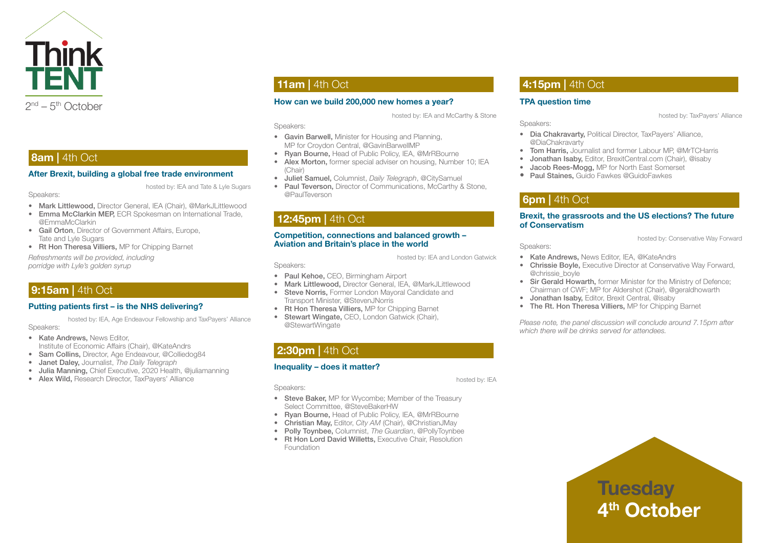# Think TENT

2nd – 5th October

## 8am | 4th Oct

### After Brexit, building a global free trade environment

hosted by: IEA and Tate & Lyle Sugars

Speakers:

- **Mark Littlewood,** Director General, IEA (Chair), @MarkJLittlewood
- **Emma McClarkin MEP,** ECR Spokesman on International Trade, @EmmaMcClarkin
- **Gail Orton,** Director of Government Affairs, Europe, Tate and Lyle Sugars
- **Rt Hon Theresa Villiers,** MP for Chipping Barnet

*Refreshments will be provided, including porridge with Lyle's golden syrup*

## 9:15am | 4th Oct

### Putting patients first – is the NHS delivering?

hosted by: IEA, Age Endeavour Fellowship and TaxPayers' Alliance

Speakers:

- **Kate Andrews,** News Editor, Institute of Economic Affairs (Chair), @KateAndrs
- **Sam Collins,** Director, Age Endeavour, @Colliedog84
- **Janet Daley,** Journalist, *The Daily Telegraph*
- **Julia Manning,** Chief Executive, 2020 Health, @juliamanning
- **Alex Wild,** Research Director, TaxPayers' Alliance

## 11am | 4th Oct

### How can we build 200,000 new homes a year?

hosted by: IEA and McCarthy & Stone

Speakers:

- **Gavin Barwell,** Minister for Housing and Planning, MP for Croydon Central, @GavinBarwellMP
- **Ryan Bourne,** Head of Public Policy, IEA, @MrRBourne
- **Alex Morton,** former special adviser on housing, Number 10; IEA (Chair)
- **Juliet Samuel,** Columnist, *Daily Telegraph*, @CitySamuel
- **Paul Teverson,** Director of Communications, McCarthy & Stone, @PaulTeverson

## 12:45pm | 4th Oct

### Competition, connections and balanced growth – Aviation and Britain's place in the world

hosted by: IEA and London Gatwick

Speakers:

- **Paul Kehoe,** CEO, Birmingham Airport
- **Mark Littlewood,** Director General, IEA, @MarkJLittlewood
- **Steve Norris,** Former London Mayoral Candidate and Transport Minister, @StevenJNorris
- **Rt Hon Theresa Villiers,** MP for Chipping Barnet
- **Stewart Wingate,** CEO, London Gatwick (Chair), @StewartWingate

## 2:30pm | 4th Oct

### Inequality – does it matter?

hosted by: IEA

Speakers:

- **Steve Baker,** MP for Wycombe; Member of the Treasury Select Committee, @SteveBakerHW
- **Ryan Bourne,** Head of Public Policy, IEA, @MrRBourne
- **Christian May,** Editor, *City AM* (Chair), @ChristianJMay
- **Polly Toynbee,** Columnist, *The Guardian*, @PollyToynbee
- **Rt Hon Lord David Willetts,** Executive Chair, Resolution Foundation

## 4:15pm | 4th Oct

### TPA question time

hosted by: TaxPayers' Alliance

Speakers:

- **Dia Chakravarty,** Political Director, TaxPayers' Alliance, @DiaChakravarty
- **Tom Harris,** Journalist and former Labour MP, @MrTCHarris
- **Jonathan Isaby,** Editor, BrexitCentral.com (Chair), @isaby
- **Jacob Rees-Mogg,** MP for North East Somerset
- **Paul Staines,** Guido Fawkes @GuidoFawkes

## 6pm | 4th Oct

### Brexit, the grassroots and the US elections? The future of Conservatism

hosted by: Conservative Way Forward

Speakers:

- **Kate Andrews,** News Editor, IEA, @KateAndrs
- **Chrissie Boyle,** Executive Director at Conservative Way Forward, @chrissie_boyle
- **Sir Gerald Howarth,** former Minister for the Ministry of Defence; Chairman of CWF; MP for Aldershot (Chair), @geraldhowarth
- **Jonathan Isaby,** Editor, Brexit Central, @isaby
- **The Rt. Hon Theresa Villiers,** MP for Chipping Barnet

*Please note, the panel discussion will conclude around 7.15pm after which there will be drinks served for attendees.*

# Tuesday 4th October